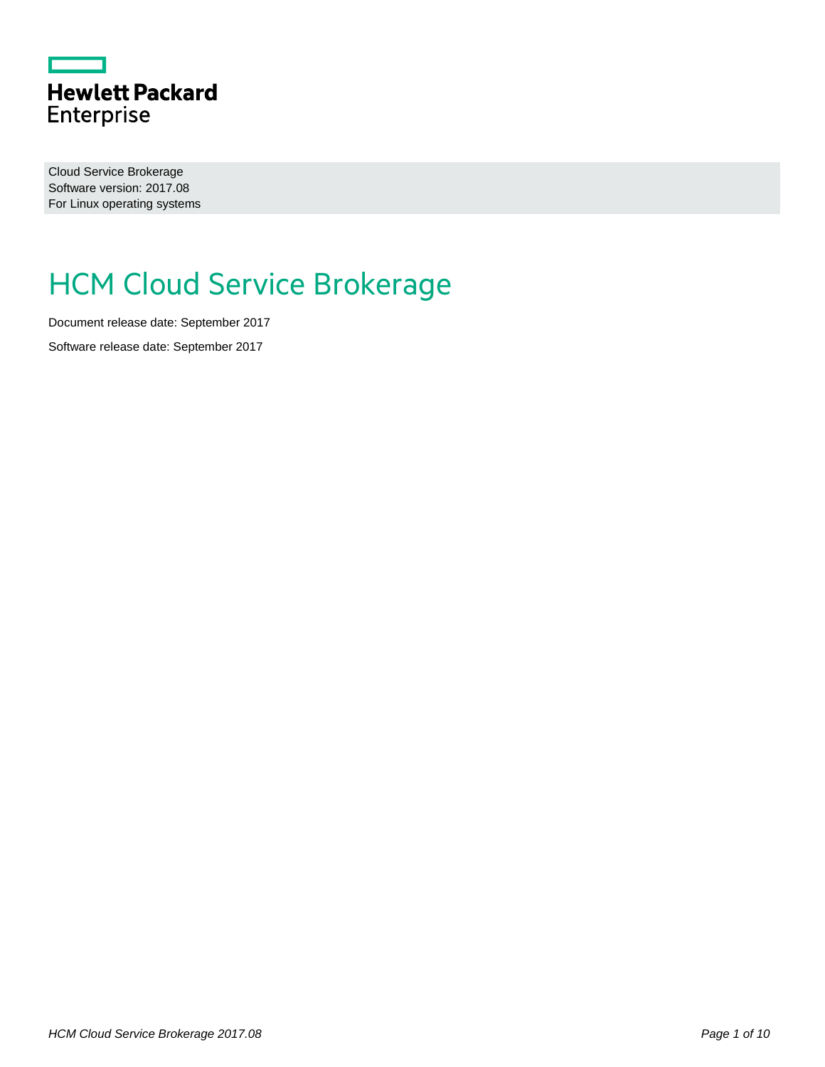Hewlett Packard Enterprise

Cloud Service Brokerage
Software version: 2017.08
For Linux operating systems

# HCM Cloud Service Brokerage

Document release date: September 2017

Software release date: September 2017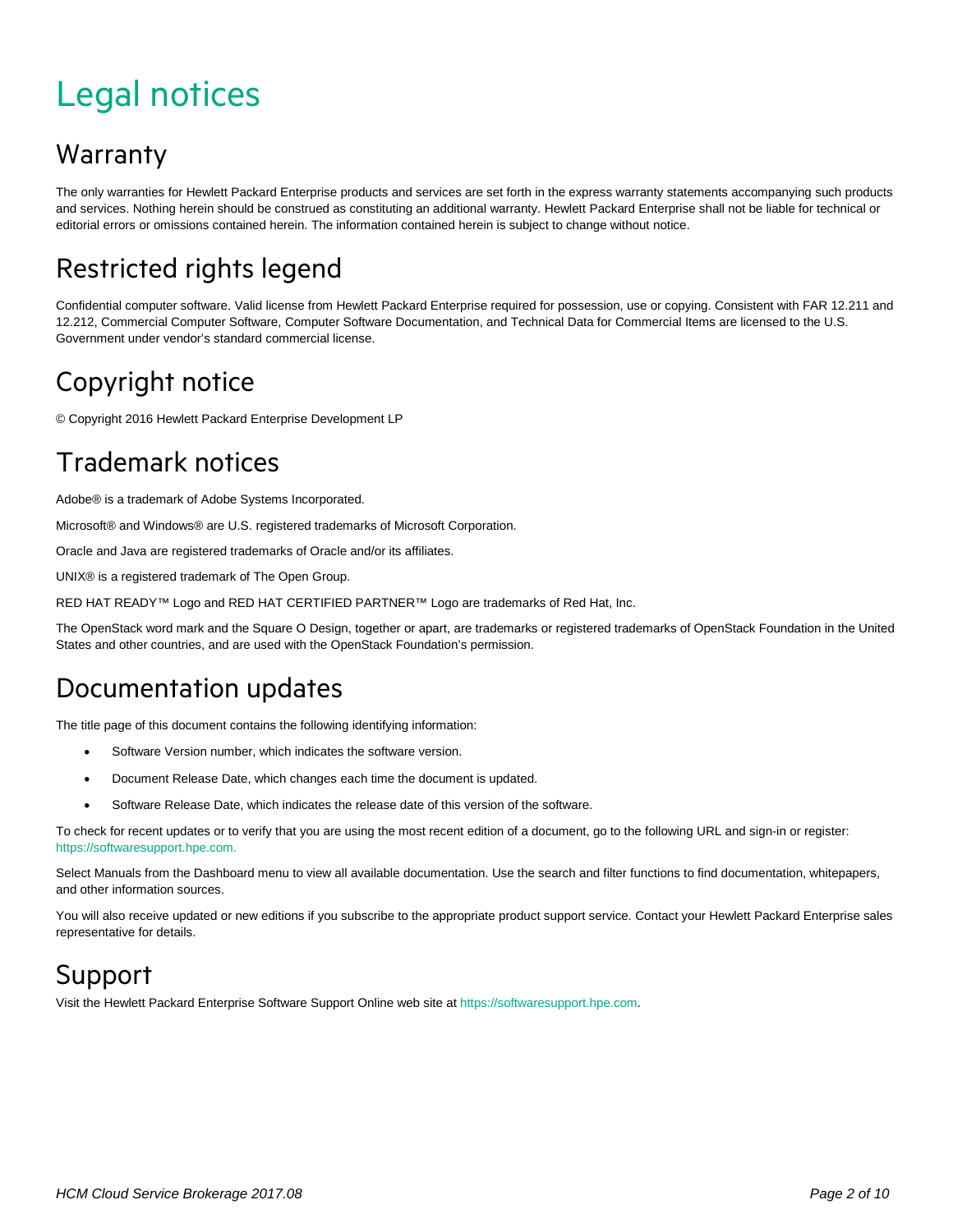# Legal notices

## Warranty

The only warranties for Hewlett Packard Enterprise products and services are set forth in the express warranty statements accompanying such products and services. Nothing herein should be construed as constituting an additional warranty. Hewlett Packard Enterprise shall not be liable for technical or editorial errors or omissions contained herein. The information contained herein is subject to change without notice.

## Restricted rights legend

Confidential computer software. Valid license from Hewlett Packard Enterprise required for possession, use or copying. Consistent with FAR 12.211 and 12.212, Commercial Computer Software, Computer Software Documentation, and Technical Data for Commercial Items are licensed to the U.S. Government under vendor's standard commercial license.

## Copyright notice

© Copyright 2016 Hewlett Packard Enterprise Development LP

## Trademark notices

Adobe® is a trademark of Adobe Systems Incorporated.

Microsoft® and Windows® are U.S. registered trademarks of Microsoft Corporation.

Oracle and Java are registered trademarks of Oracle and/or its affiliates.

UNIX® is a registered trademark of The Open Group.

RED HAT READY™ Logo and RED HAT CERTIFIED PARTNER™ Logo are trademarks of Red Hat, Inc.

The OpenStack word mark and the Square O Design, together or apart, are trademarks or registered trademarks of OpenStack Foundation in the United States and other countries, and are used with the OpenStack Foundation's permission.

## Documentation updates

The title page of this document contains the following identifying information:

- Software Version number, which indicates the software version.
- Document Release Date, which changes each time the document is updated.
- Software Release Date, which indicates the release date of this version of the software.

To check for recent updates or to verify that you are using the most recent edition of a document, go to the following URL and sign-in or register: https://softwaresupport.hpe.com.

Select Manuals from the Dashboard menu to view all available documentation. Use the search and filter functions to find documentation, whitepapers, and other information sources.

You will also receive updated or new editions if you subscribe to the appropriate product support service. Contact your Hewlett Packard Enterprise sales representative for details.

## Support

Visit the Hewlett Packard Enterprise Software Support Online web site at https://softwaresupport.hpe.com.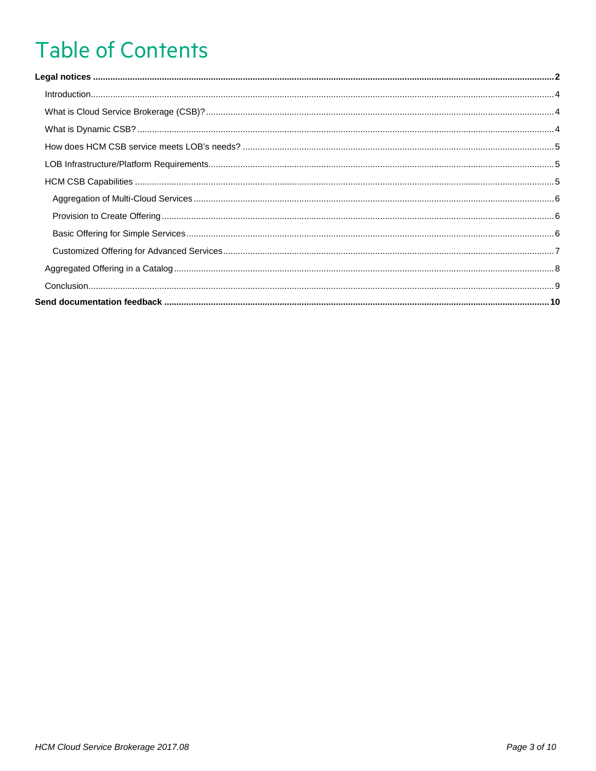# Table of Contents

**Legal notices** 2

- Introduction 4
- What is Cloud Service Brokerage (CSB)? 4
- What is Dynamic CSB? 4
- How does HCM CSB service meets LOB's needs? 5
- LOB Infrastructure/Platform Requirements 5
- HCM CSB Capabilities 5
  - Aggregation of Multi-Cloud Services 6
  - Provision to Create Offering 6
  - Basic Offering for Simple Services 6
  - Customized Offering for Advanced Services 7
- Aggregated Offering in a Catalog 8
- Conclusion 9

**Send documentation feedback** 10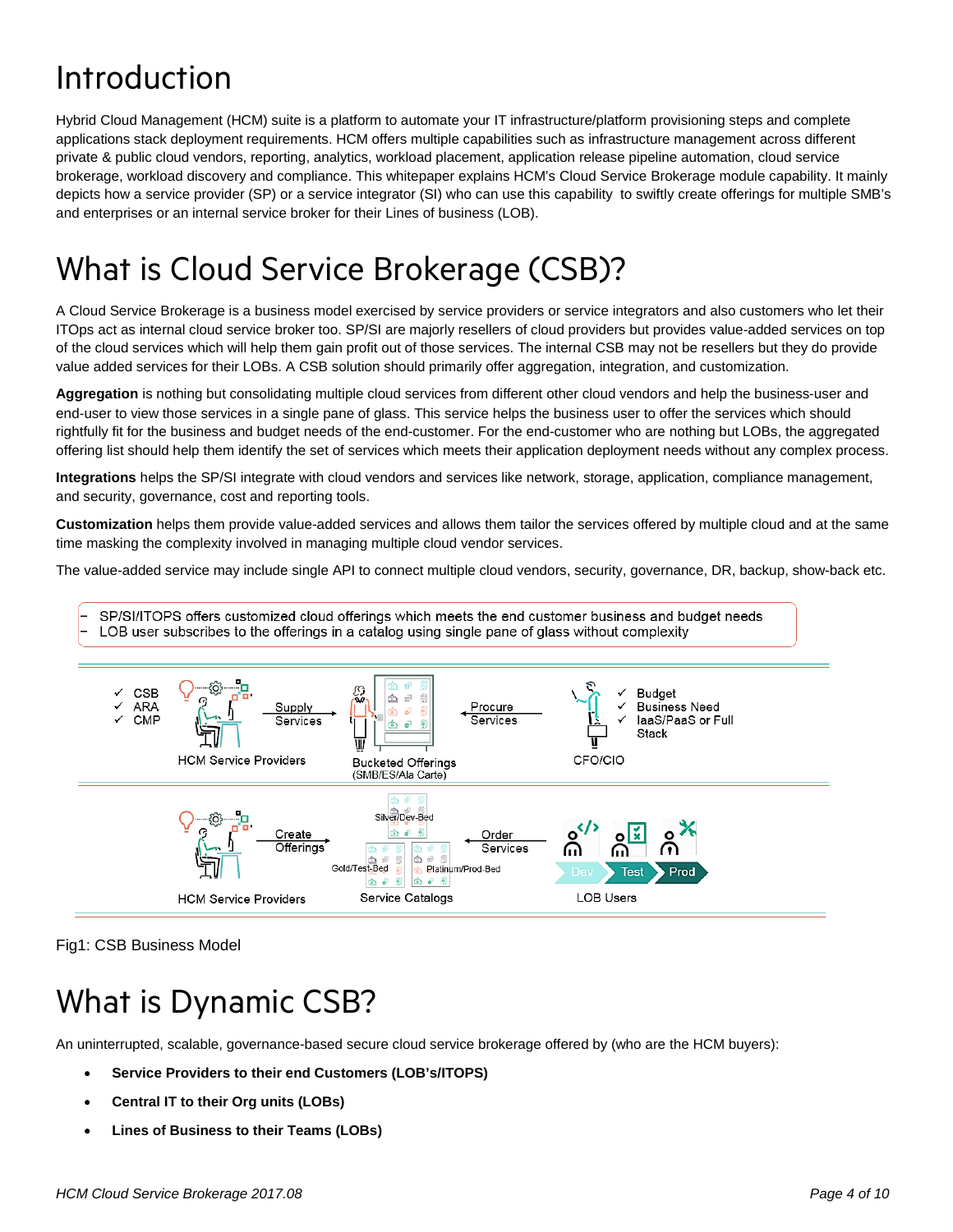# Introduction

Hybrid Cloud Management (HCM) suite is a platform to automate your IT infrastructure/platform provisioning steps and complete applications stack deployment requirements. HCM offers multiple capabilities such as infrastructure management across different private & public cloud vendors, reporting, analytics, workload placement, application release pipeline automation, cloud service brokerage, workload discovery and compliance. This whitepaper explains HCM's Cloud Service Brokerage module capability. It mainly depicts how a service provider (SP) or a service integrator (SI) who can use this capability  to swiftly create offerings for multiple SMB's and enterprises or an internal service broker for their Lines of business (LOB).

# What is Cloud Service Brokerage (CSB)?

A Cloud Service Brokerage is a business model exercised by service providers or service integrators and also customers who let their ITOps act as internal cloud service broker too. SP/SI are majorly resellers of cloud providers but provides value-added services on top of the cloud services which will help them gain profit out of those services. The internal CSB may not be resellers but they do provide value added services for their LOBs. A CSB solution should primarily offer aggregation, integration, and customization.

**Aggregation** is nothing but consolidating multiple cloud services from different other cloud vendors and help the business-user and end-user to view those services in a single pane of glass. This service helps the business user to offer the services which should rightfully fit for the business and budget needs of the end-customer. For the end-customer who are nothing but LOBs, the aggregated offering list should help them identify the set of services which meets their application deployment needs without any complex process.

**Integrations** helps the SP/SI integrate with cloud vendors and services like network, storage, application, compliance management, and security, governance, cost and reporting tools.

**Customization** helps them provide value-added services and allows them tailor the services offered by multiple cloud and at the same time masking the complexity involved in managing multiple cloud vendor services.

The value-added service may include single API to connect multiple cloud vendors, security, governance, DR, backup, show-back etc.

- SP/SI/ITOPS offers customized cloud offerings which meets the end customer business and budget needs
- LOB user subscribes to the offerings in a catalog using single pane of glass without complexity

✓ CSB
✓ ARA
✓ CMP

HCM Service Providers — Supply Services → Bucketed Offerings (SMB/ES/Ala Carte) ← Procure Services — CFO/CIO

✓ Budget
✓ Business Need
✓ IaaS/PaaS or Full Stack

HCM Service Providers — Create Offerings → Service Catalogs (Silver/Dev-Bed, Gold/Test-Bed, Platinum/Prod-Bed) ← Order Services — LOB Users (Dev, Test, Prod)

Fig1: CSB Business Model

# What is Dynamic CSB?

An uninterrupted, scalable, governance-based secure cloud service brokerage offered by (who are the HCM buyers):

- **Service Providers to their end Customers (LOB's/ITOPS)**
- **Central IT to their Org units (LOBs)**
- **Lines of Business to their Teams (LOBs)**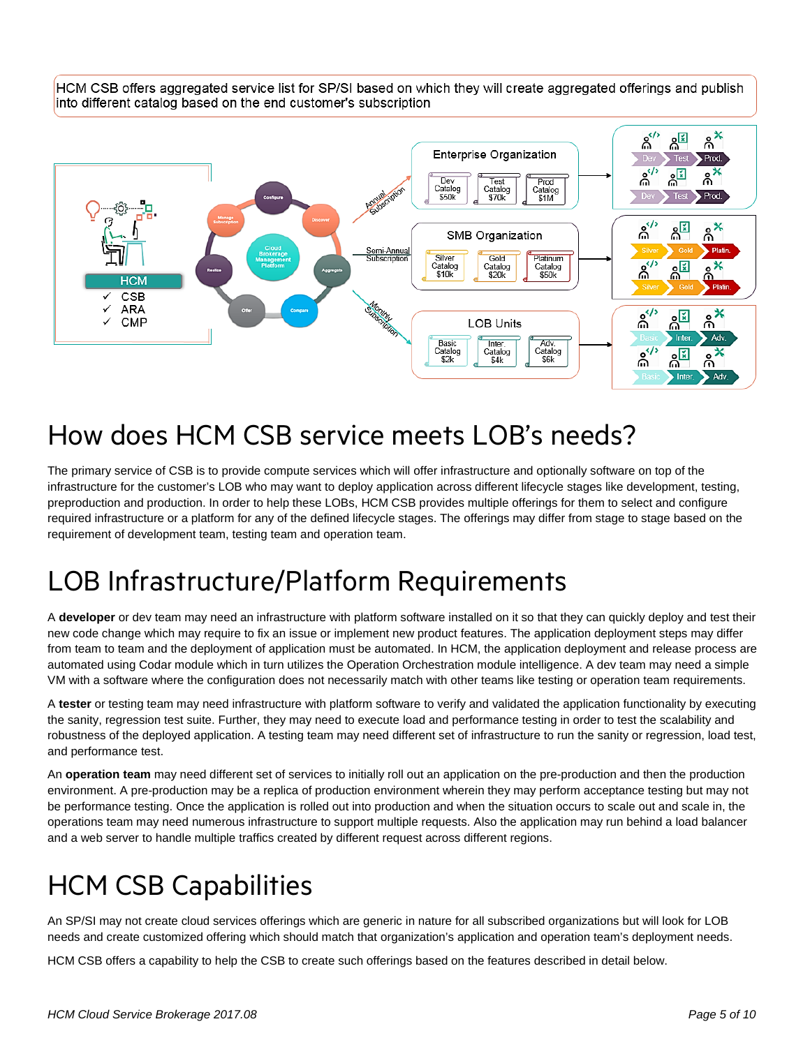HCM CSB offers aggregated service list for SP/SI based on which they will create aggregated offerings and publish into different catalog based on the end customer's subscription

# How does HCM CSB service meets LOB's needs?

The primary service of CSB is to provide compute services which will offer infrastructure and optionally software on top of the infrastructure for the customer's LOB who may want to deploy application across different lifecycle stages like development, testing, preproduction and production. In order to help these LOBs, HCM CSB provides multiple offerings for them to select and configure required infrastructure or a platform for any of the defined lifecycle stages. The offerings may differ from stage to stage based on the requirement of development team, testing team and operation team.

# LOB Infrastructure/Platform Requirements

A **developer** or dev team may need an infrastructure with platform software installed on it so that they can quickly deploy and test their new code change which may require to fix an issue or implement new product features. The application deployment steps may differ from team to team and the deployment of application must be automated. In HCM, the application deployment and release process are automated using Codar module which in turn utilizes the Operation Orchestration module intelligence. A dev team may need a simple VM with a software where the configuration does not necessarily match with other teams like testing or operation team requirements.

A **tester** or testing team may need infrastructure with platform software to verify and validated the application functionality by executing the sanity, regression test suite. Further, they may need to execute load and performance testing in order to test the scalability and robustness of the deployed application. A testing team may need different set of infrastructure to run the sanity or regression, load test, and performance test.

An **operation team** may need different set of services to initially roll out an application on the pre-production and then the production environment. A pre-production may be a replica of production environment wherein they may perform acceptance testing but may not be performance testing. Once the application is rolled out into production and when the situation occurs to scale out and scale in, the operations team may need numerous infrastructure to support multiple requests. Also the application may run behind a load balancer and a web server to handle multiple traffics created by different request across different regions.

# HCM CSB Capabilities

An SP/SI may not create cloud services offerings which are generic in nature for all subscribed organizations but will look for LOB needs and create customized offering which should match that organization's application and operation team's deployment needs.

HCM CSB offers a capability to help the CSB to create such offerings based on the features described in detail below.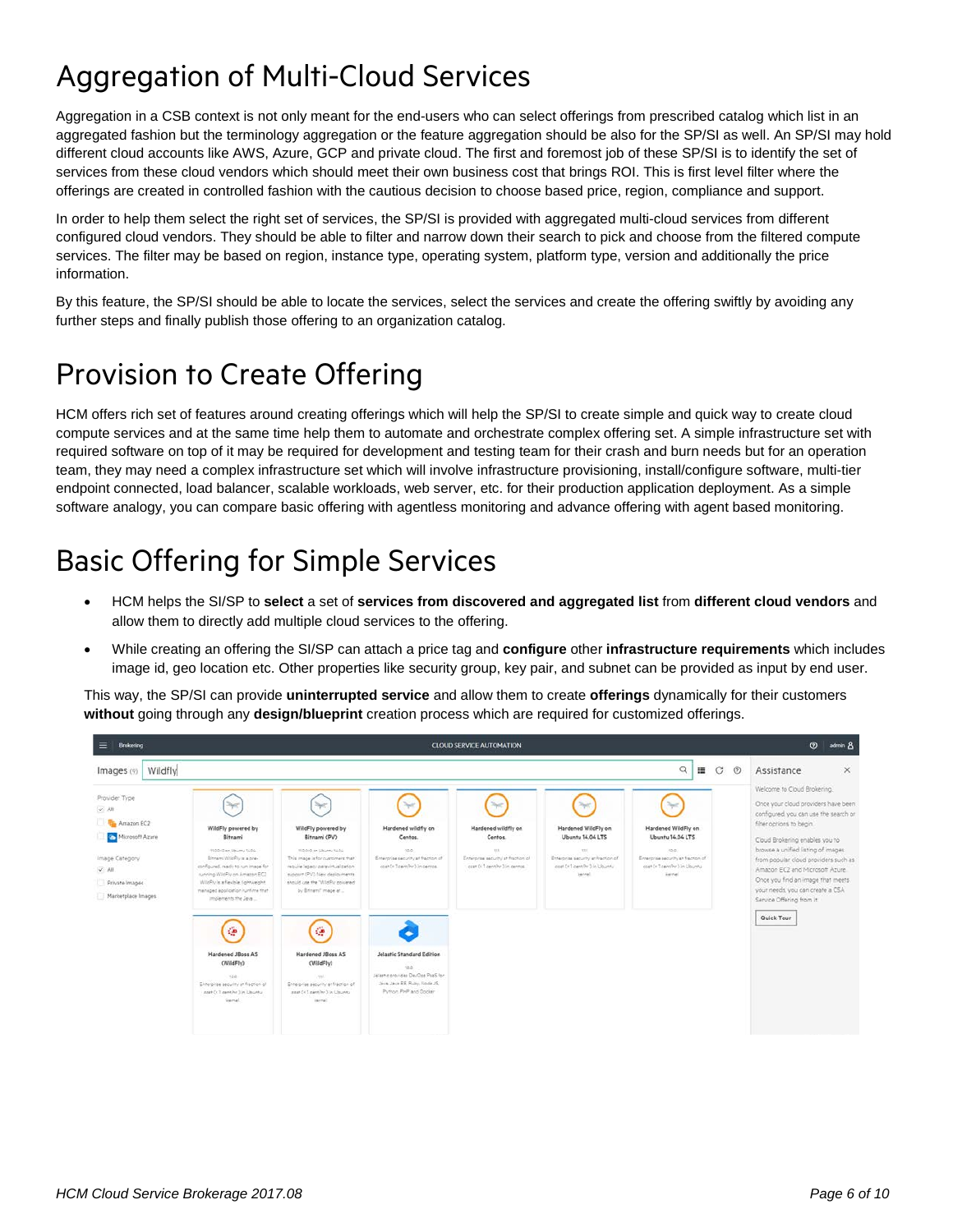# Aggregation of Multi-Cloud Services

Aggregation in a CSB context is not only meant for the end-users who can select offerings from prescribed catalog which list in an aggregated fashion but the terminology aggregation or the feature aggregation should be also for the SP/SI as well. An SP/SI may hold different cloud accounts like AWS, Azure, GCP and private cloud. The first and foremost job of these SP/SI is to identify the set of services from these cloud vendors which should meet their own business cost that brings ROI. This is first level filter where the offerings are created in controlled fashion with the cautious decision to choose based price, region, compliance and support.

In order to help them select the right set of services, the SP/SI is provided with aggregated multi-cloud services from different configured cloud vendors. They should be able to filter and narrow down their search to pick and choose from the filtered compute services. The filter may be based on region, instance type, operating system, platform type, version and additionally the price information.

By this feature, the SP/SI should be able to locate the services, select the services and create the offering swiftly by avoiding any further steps and finally publish those offering to an organization catalog.

# Provision to Create Offering

HCM offers rich set of features around creating offerings which will help the SP/SI to create simple and quick way to create cloud compute services and at the same time help them to automate and orchestrate complex offering set. A simple infrastructure set with required software on top of it may be required for development and testing team for their crash and burn needs but for an operation team, they may need a complex infrastructure set which will involve infrastructure provisioning, install/configure software, multi-tier endpoint connected, load balancer, scalable workloads, web server, etc. for their production application deployment. As a simple software analogy, you can compare basic offering with agentless monitoring and advance offering with agent based monitoring.

# Basic Offering for Simple Services

- HCM helps the SI/SP to **select** a set of **services from discovered and aggregated list** from **different cloud vendors** and allow them to directly add multiple cloud services to the offering.
- While creating an offering the SI/SP can attach a price tag and **configure** other **infrastructure requirements** which includes image id, geo location etc. Other properties like security group, key pair, and subnet can be provided as input by end user.

This way, the SP/SI can provide **uninterrupted service** and allow them to create **offerings** dynamically for their customers **without** going through any **design/blueprint** creation process which are required for customized offerings.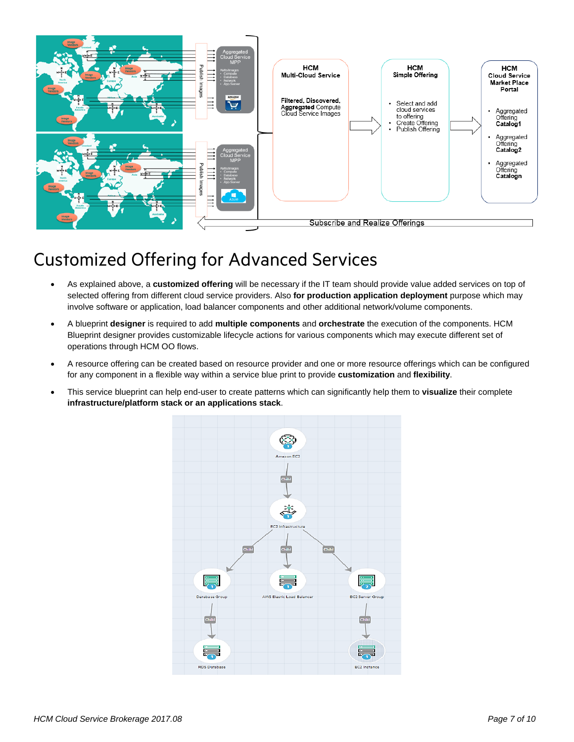# Customized Offering for Advanced Services

- As explained above, a **customized offering** will be necessary if the IT team should provide value added services on top of selected offering from different cloud service providers. Also **for production application deployment** purpose which may involve software or application, load balancer components and other additional network/volume components.
- A blueprint **designer** is required to add **multiple components** and **orchestrate** the execution of the components. HCM Blueprint designer provides customizable lifecycle actions for various components which may execute different set of operations through HCM OO flows.
- A resource offering can be created based on resource provider and one or more resource offerings which can be configured for any component in a flexible way within a service blue print to provide **customization** and **flexibility**.
- This service blueprint can help end-user to create patterns which can significantly help them to **visualize** their complete **infrastructure/platform stack or an applications stack**.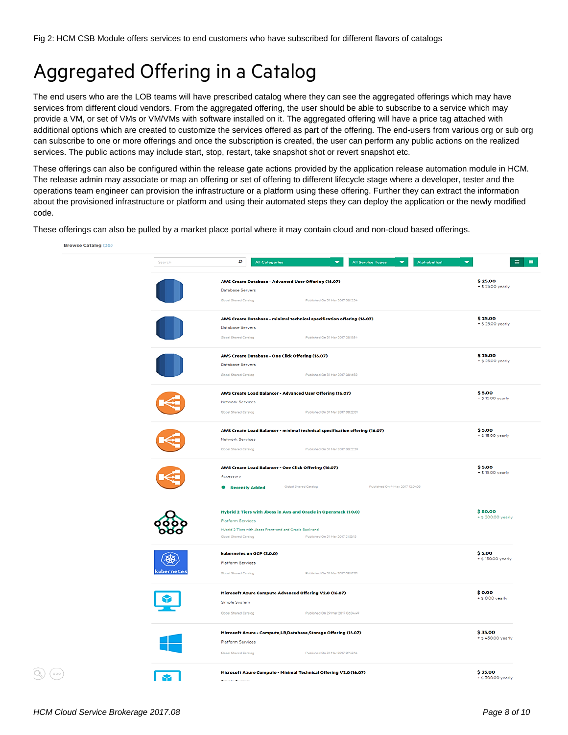Fig 2: HCM CSB Module offers services to end customers who have subscribed for different flavors of catalogs

# Aggregated Offering in a Catalog

The end users who are the LOB teams will have prescribed catalog where they can see the aggregated offerings which may have services from different cloud vendors. From the aggregated offering, the user should be able to subscribe to a service which may provide a VM, or set of VMs or VM/VMs with software installed on it. The aggregated offering will have a price tag attached with additional options which are created to customize the services offered as part of the offering. The end-users from various org or sub org can subscribe to one or more offerings and once the subscription is created, the user can perform any public actions on the realized services. The public actions may include start, stop, restart, take snapshot shot or revert snapshot etc.

These offerings can also be configured within the release gate actions provided by the application release automation module in HCM. The release admin may associate or map an offering or set of offering to different lifecycle stage where a developer, tester and the operations team engineer can provision the infrastructure or a platform using these offering. Further they can extract the information about the provisioned infrastructure or platform and using their automated steps they can deploy the application or the newly modified code.

These offerings can also be pulled by a market place portal where it may contain cloud and non-cloud based offerings.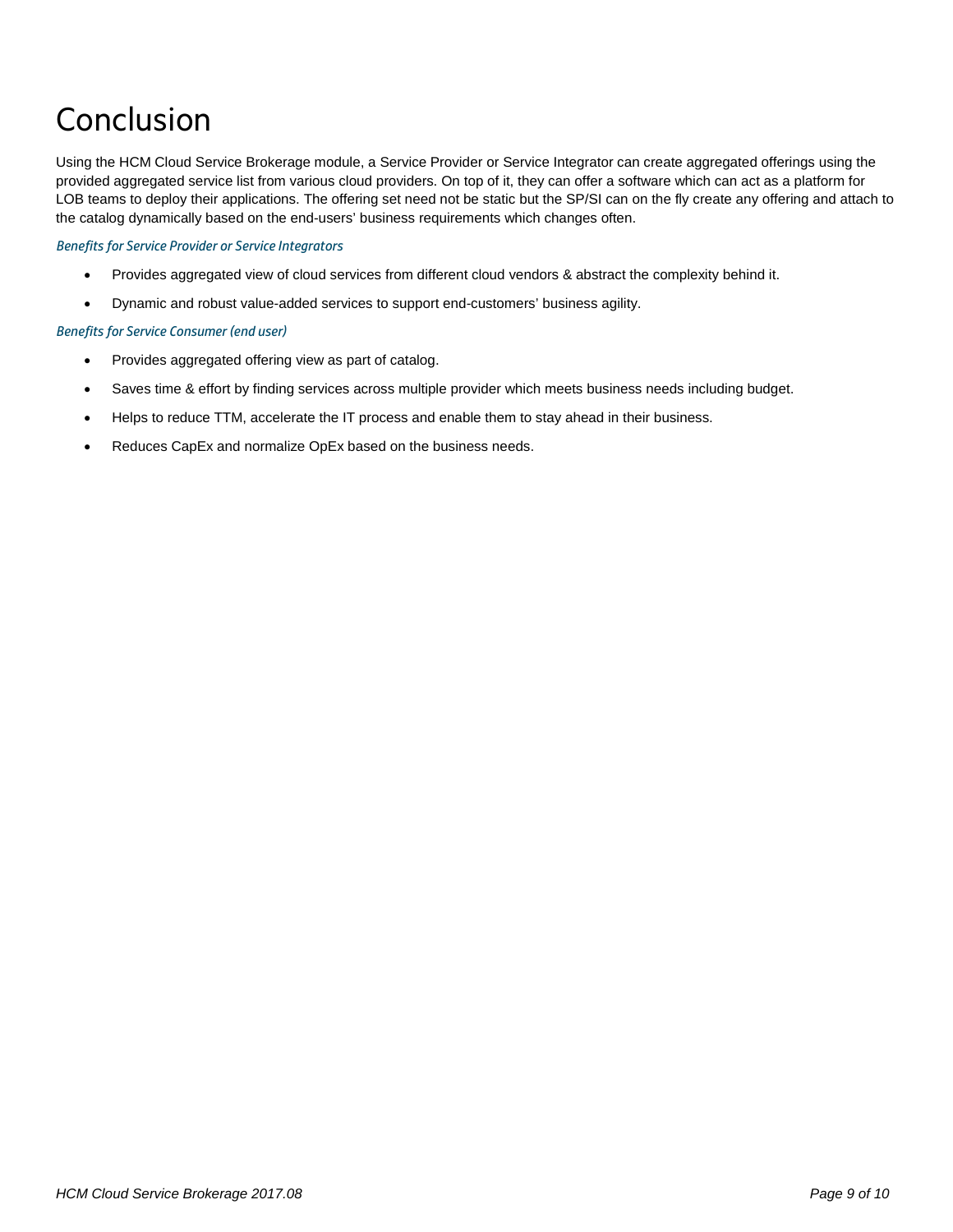# Conclusion

Using the HCM Cloud Service Brokerage module, a Service Provider or Service Integrator can create aggregated offerings using the provided aggregated service list from various cloud providers. On top of it, they can offer a software which can act as a platform for LOB teams to deploy their applications. The offering set need not be static but the SP/SI can on the fly create any offering and attach to the catalog dynamically based on the end-users' business requirements which changes often.

*Benefits for Service Provider or Service Integrators*

- Provides aggregated view of cloud services from different cloud vendors & abstract the complexity behind it.
- Dynamic and robust value-added services to support end-customers' business agility.

*Benefits for Service Consumer (end user)*

- Provides aggregated offering view as part of catalog.
- Saves time & effort by finding services across multiple provider which meets business needs including budget.
- Helps to reduce TTM, accelerate the IT process and enable them to stay ahead in their business.
- Reduces CapEx and normalize OpEx based on the business needs.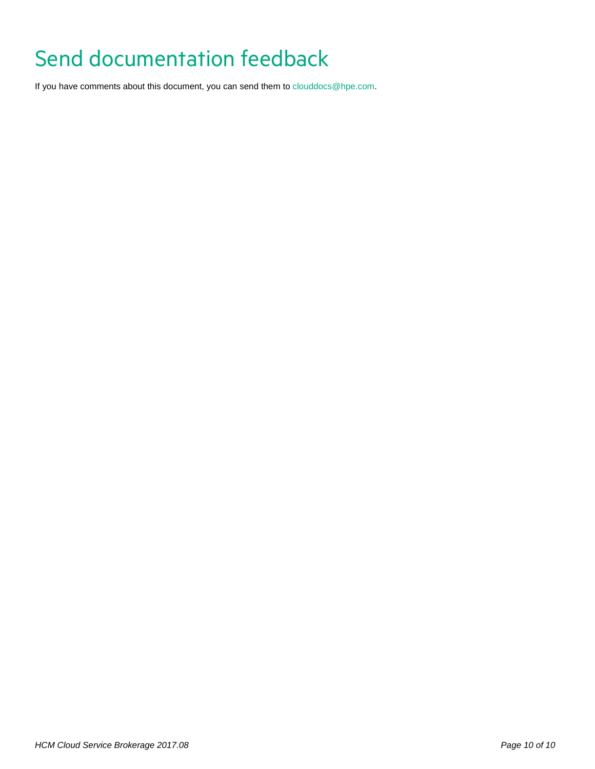# Send documentation feedback

If you have comments about this document, you can send them to clouddocs@hpe.com.